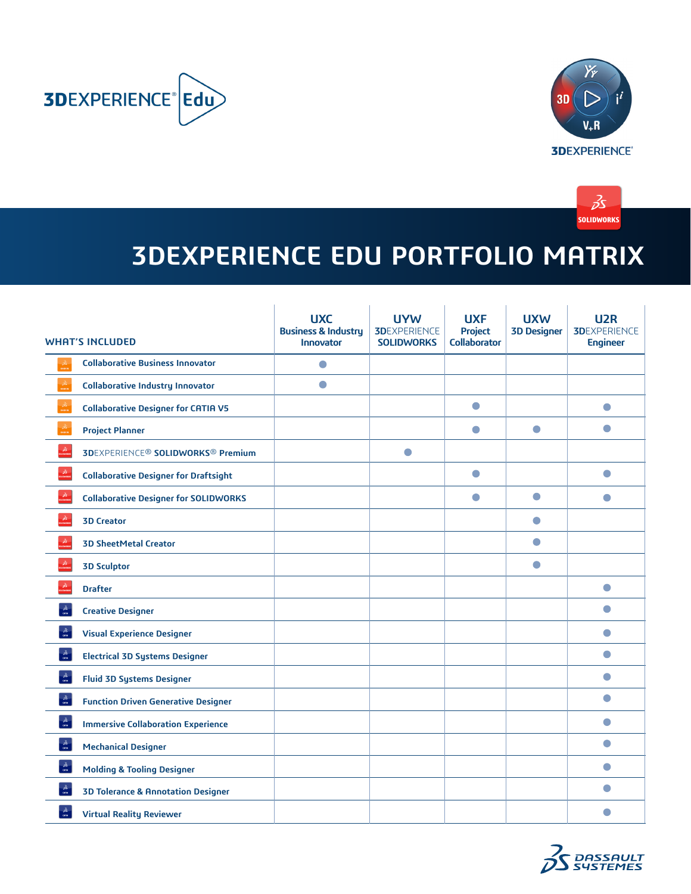# 3DEXPERIENCE EDU PORTFOLIO MATRIX

| WHAT'S INCLUDED | UXC Business & Industry Innovator | UYW 3DEXPERIENCE SOLIDWORKS | UXF Project Collaborator | UXW 3D Designer | U2R 3DEXPERIENCE Engineer |
|---|---|---|---|---|---|
| Collaborative Business Innovator | ● | | | | |
| Collaborative Industry Innovator | ● | | | | |
| Collaborative Designer for CATIA V5 | | | ● | | ● |
| Project Planner | | | ● | ● | ● |
| 3DEXPERIENCE® SOLIDWORKS® Premium | | ● | | | |
| Collaborative Designer for Draftsight | | | ● | | ● |
| Collaborative Designer for SOLIDWORKS | | | ● | ● | ● |
| 3D Creator | | | | ● | |
| 3D SheetMetal Creator | | | | ● | |
| 3D Sculptor | | | | ● | |
| Drafter | | | | | ● |
| Creative Designer | | | | | ● |
| Visual Experience Designer | | | | | ● |
| Electrical 3D Systems Designer | | | | | ● |
| Fluid 3D Systems Designer | | | | | ● |
| Function Driven Generative Designer | | | | | ● |
| Immersive Collaboration Experience | | | | | ● |
| Mechanical Designer | | | | | ● |
| Molding & Tooling Designer | | | | | ● |
| 3D Tolerance & Annotation Designer | | | | | ● |
| Virtual Reality Reviewer | | | | | ● |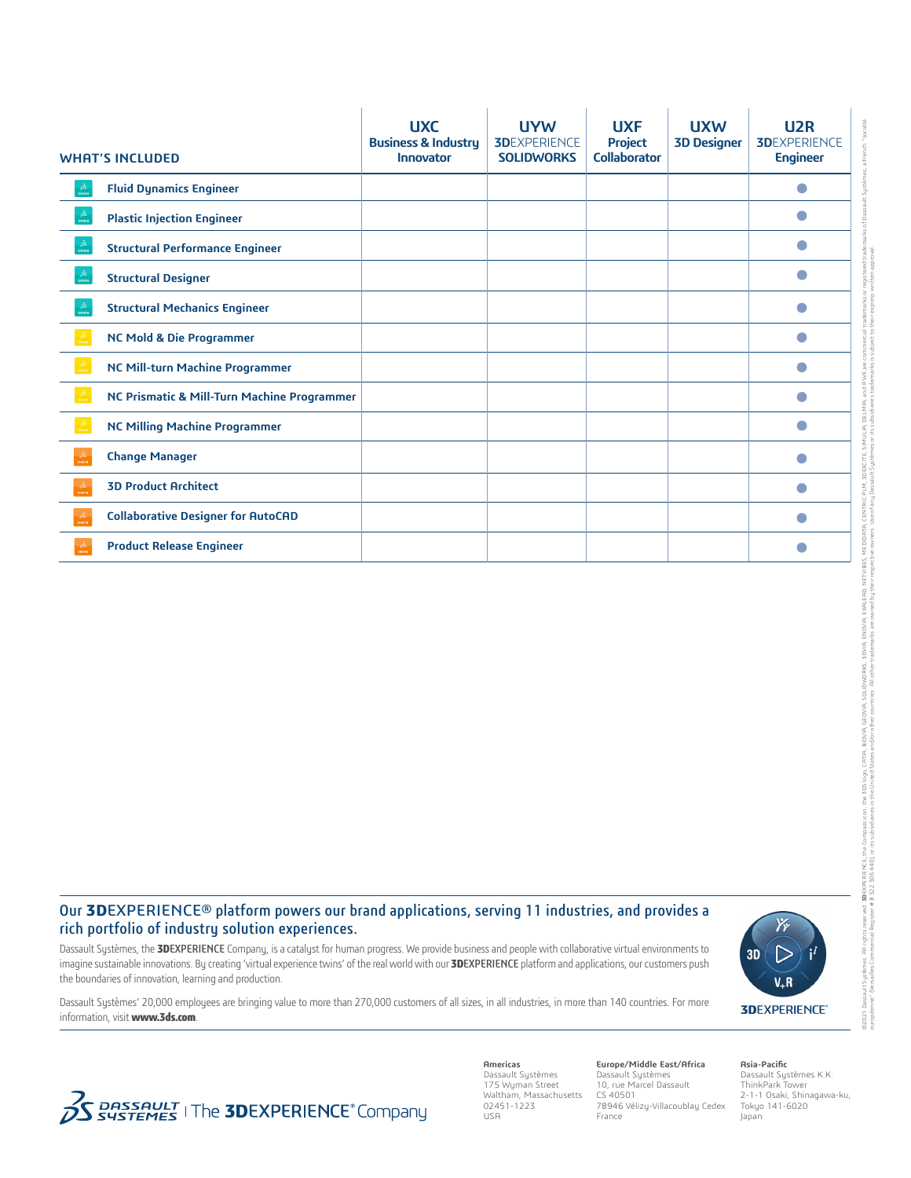| WHAT'S INCLUDED | UXC Business & Industry Innovator | UYW 3DEXPERIENCE SOLIDWORKS | UXF Project Collaborator | UXW 3D Designer | U2R 3DEXPERIENCE Engineer |
|---|---|---|---|---|---|
| Fluid Dynamics Engineer | | | | | ● |
| Plastic Injection Engineer | | | | | ● |
| Structural Performance Engineer | | | | | ● |
| Structural Designer | | | | | ● |
| Structural Mechanics Engineer | | | | | ● |
| NC Mold & Die Programmer | | | | | ● |
| NC Mill-turn Machine Programmer | | | | | ● |
| NC Prismatic & Mill-Turn Machine Programmer | | | | | ● |
| NC Milling Machine Programmer | | | | | ● |
| Change Manager | | | | | ● |
| 3D Product Architect | | | | | ● |
| Collaborative Designer for AutoCAD | | | | | ● |
| Product Release Engineer | | | | | ● |

## Our 3DEXPERIENCE® platform powers our brand applications, serving 11 industries, and provides a rich portfolio of industry solution experiences.

Dassault Systèmes, the **3D**EXPERIENCE Company, is a catalyst for human progress. We provide business and people with collaborative virtual environments to imagine sustainable innovations. By creating 'virtual experience twins' of the real world with our **3D**EXPERIENCE platform and applications, our customers push the boundaries of innovation, learning and production.

Dassault Systèmes' 20,000 employees are bringing value to more than 270,000 customers of all sizes, in all industries, in more than 140 countries. For more information, visit **www.3ds.com**.

**Americas**
Dassault Systèmes
175 Wyman Street
Waltham, Massachusetts
02451-1223
USA

**Europe/Middle East/Africa**
Dassault Systèmes
10, rue Marcel Dassault
CS 40501
78946 Vélizy-Villacoublay Cedex
France

**Asia-Pacific**
Dassault Systèmes K.K.
ThinkPark Tower
2-1-1 Osaki, Shinagawa-ku,
Tokyo 141-6020
Japan

DASSAULT SYSTEMES | The **3D**EXPERIENCE® Company